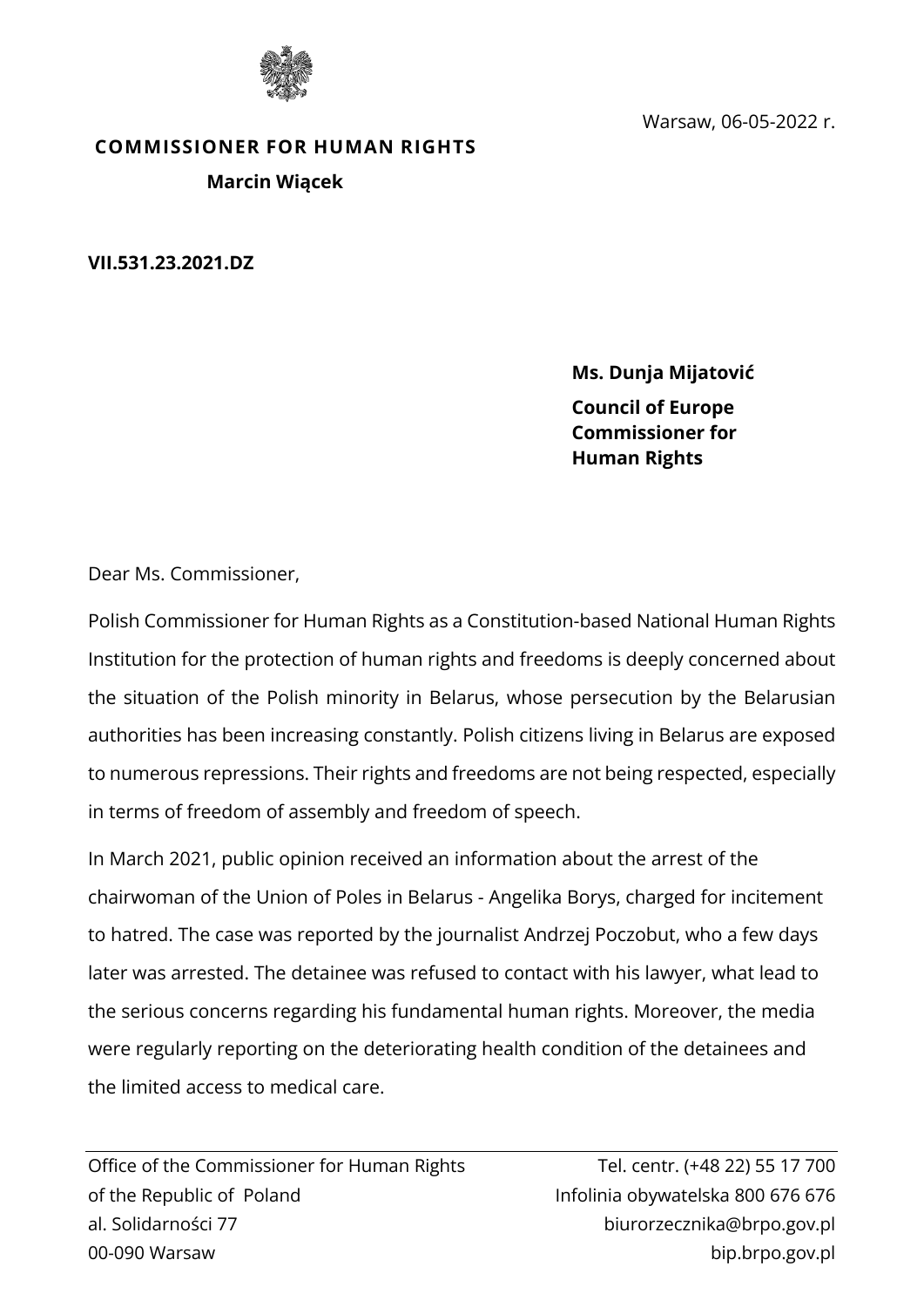Warsaw, 06-05-2022 r.

**COMMISSIONER FOR HUMAN RIGHTS**

**Marcin Wiącek**

**VII.531.23.2021.DZ**

**Ms. Dunja Mijatović**

**Council of Europe Commissioner for Human Rights**

Dear Ms. Commissioner,

Polish Commissioner for Human Rights as a Constitution-based National Human Rights Institution for the protection of human rights and freedoms is deeply concerned about the situation of the Polish minority in Belarus, whose persecution by the Belarusian authorities has been increasing constantly. Polish citizens living in Belarus are exposed to numerous repressions. Their rights and freedoms are not being respected, especially in terms of freedom of assembly and freedom of speech.

In March 2021, public opinion received an information about the arrest of the chairwoman of the Union of Poles in Belarus - Angelika Borys, charged for incitement to hatred. The case was reported by the journalist Andrzej Poczobut, who a few days later was arrested. The detainee was refused to contact with his lawyer, what lead to the serious concerns regarding his fundamental human rights. Moreover, the media were regularly reporting on the deteriorating health condition of the detainees and the limited access to medical care.

Office of the Commissioner for Human Rights of the Republic of Poland
al. Solidarności 77
00-090 Warsaw

Tel. centr. (+48 22) 55 17 700
Infolinia obywatelska 800 676 676
biurorzecznika@brpo.gov.pl
bip.brpo.gov.pl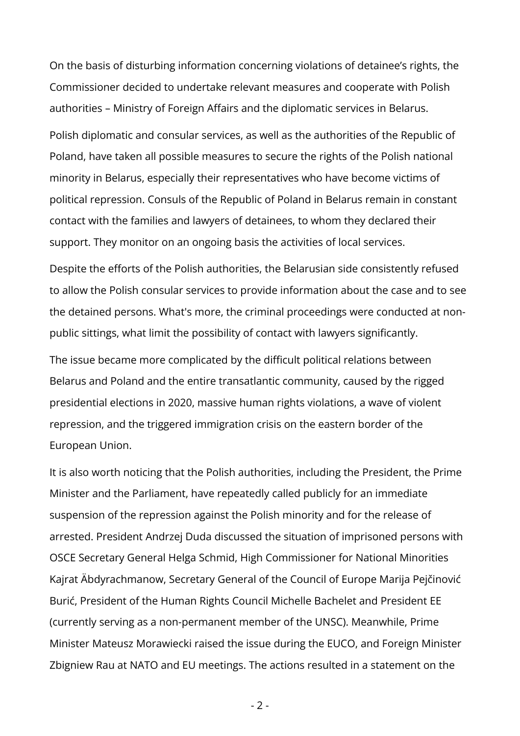On the basis of disturbing information concerning violations of detainee's rights, the Commissioner decided to undertake relevant measures and cooperate with Polish authorities – Ministry of Foreign Affairs and the diplomatic services in Belarus.

Polish diplomatic and consular services, as well as the authorities of the Republic of Poland, have taken all possible measures to secure the rights of the Polish national minority in Belarus, especially their representatives who have become victims of political repression. Consuls of the Republic of Poland in Belarus remain in constant contact with the families and lawyers of detainees, to whom they declared their support. They monitor on an ongoing basis the activities of local services.

Despite the efforts of the Polish authorities, the Belarusian side consistently refused to allow the Polish consular services to provide information about the case and to see the detained persons. What's more, the criminal proceedings were conducted at non-public sittings, what limit the possibility of contact with lawyers significantly.

The issue became more complicated by the difficult political relations between Belarus and Poland and the entire transatlantic community, caused by the rigged presidential elections in 2020, massive human rights violations, a wave of violent repression, and the triggered immigration crisis on the eastern border of the European Union.

It is also worth noticing that the Polish authorities, including the President, the Prime Minister and the Parliament, have repeatedly called publicly for an immediate suspension of the repression against the Polish minority and for the release of arrested. President Andrzej Duda discussed the situation of imprisoned persons with OSCE Secretary General Helga Schmid, High Commissioner for National Minorities Kajrat Äbdyrachmanow, Secretary General of the Council of Europe Marija Pejčinović Burić, President of the Human Rights Council Michelle Bachelet and President EE (currently serving as a non-permanent member of the UNSC). Meanwhile, Prime Minister Mateusz Morawiecki raised the issue during the EUCO, and Foreign Minister Zbigniew Rau at NATO and EU meetings. The actions resulted in a statement on the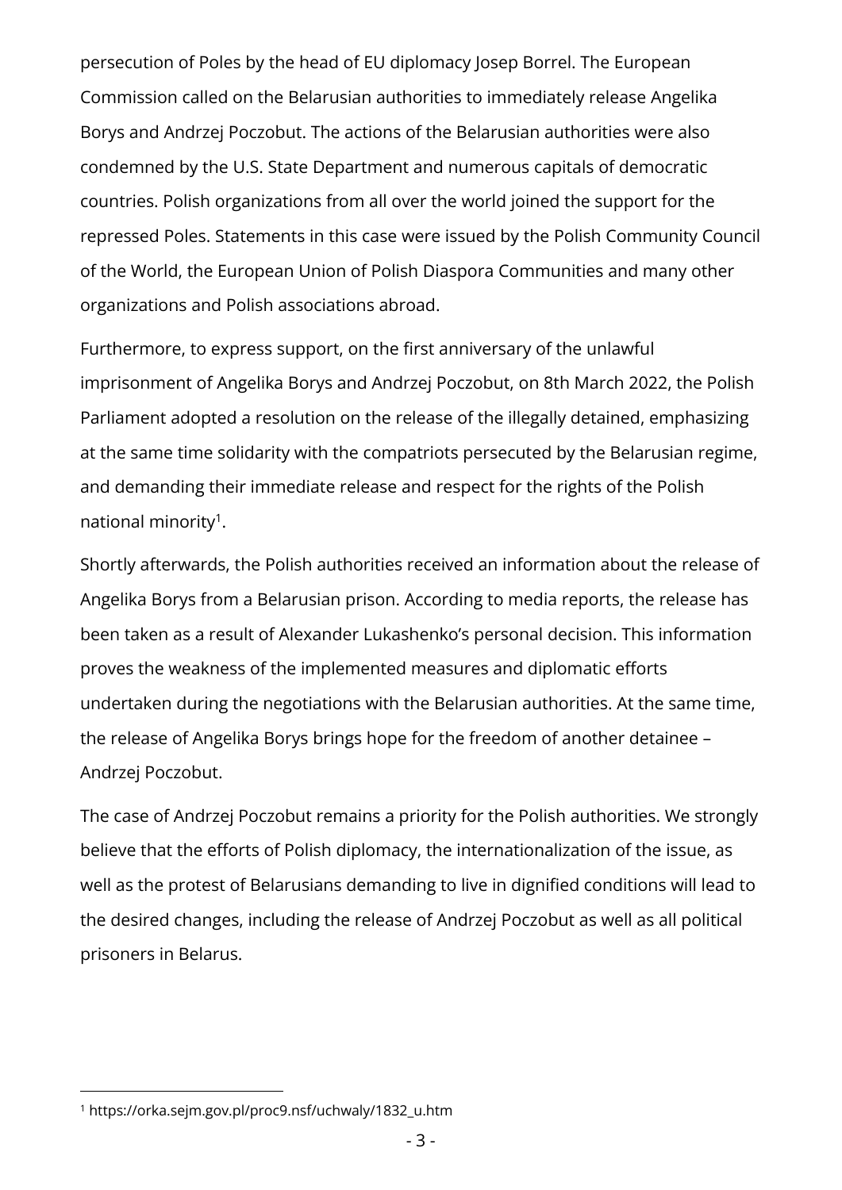persecution of Poles by the head of EU diplomacy Josep Borrel. The European Commission called on the Belarusian authorities to immediately release Angelika Borys and Andrzej Poczobut. The actions of the Belarusian authorities were also condemned by the U.S. State Department and numerous capitals of democratic countries. Polish organizations from all over the world joined the support for the repressed Poles. Statements in this case were issued by the Polish Community Council of the World, the European Union of Polish Diaspora Communities and many other organizations and Polish associations abroad.

Furthermore, to express support, on the first anniversary of the unlawful imprisonment of Angelika Borys and Andrzej Poczobut, on 8th March 2022, the Polish Parliament adopted a resolution on the release of the illegally detained, emphasizing at the same time solidarity with the compatriots persecuted by the Belarusian regime, and demanding their immediate release and respect for the rights of the Polish national minority[1].

Shortly afterwards, the Polish authorities received an information about the release of Angelika Borys from a Belarusian prison. According to media reports, the release has been taken as a result of Alexander Lukashenko's personal decision. This information proves the weakness of the implemented measures and diplomatic efforts undertaken during the negotiations with the Belarusian authorities. At the same time, the release of Angelika Borys brings hope for the freedom of another detainee – Andrzej Poczobut.

The case of Andrzej Poczobut remains a priority for the Polish authorities. We strongly believe that the efforts of Polish diplomacy, the internationalization of the issue, as well as the protest of Belarusians demanding to live in dignified conditions will lead to the desired changes, including the release of Andrzej Poczobut as well as all political prisoners in Belarus.

[1] https://orka.sejm.gov.pl/proc9.nsf/uchwaly/1832_u.htm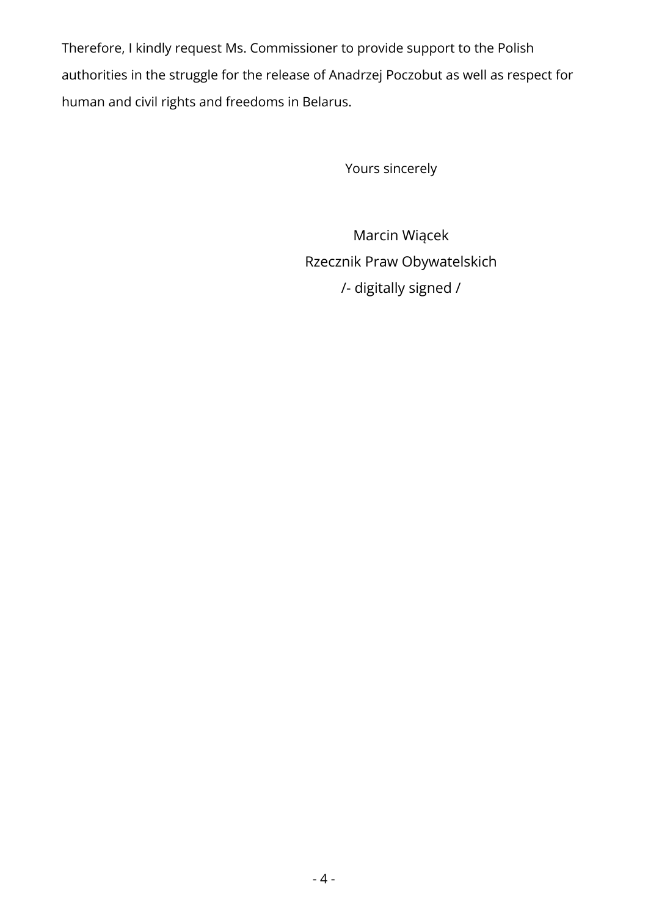Therefore, I kindly request Ms. Commissioner to provide support to the Polish authorities in the struggle for the release of Anadrzej Poczobut as well as respect for human and civil rights and freedoms in Belarus.

Yours sincerely

Marcin Wiącek
Rzecznik Praw Obywatelskich
/- digitally signed /